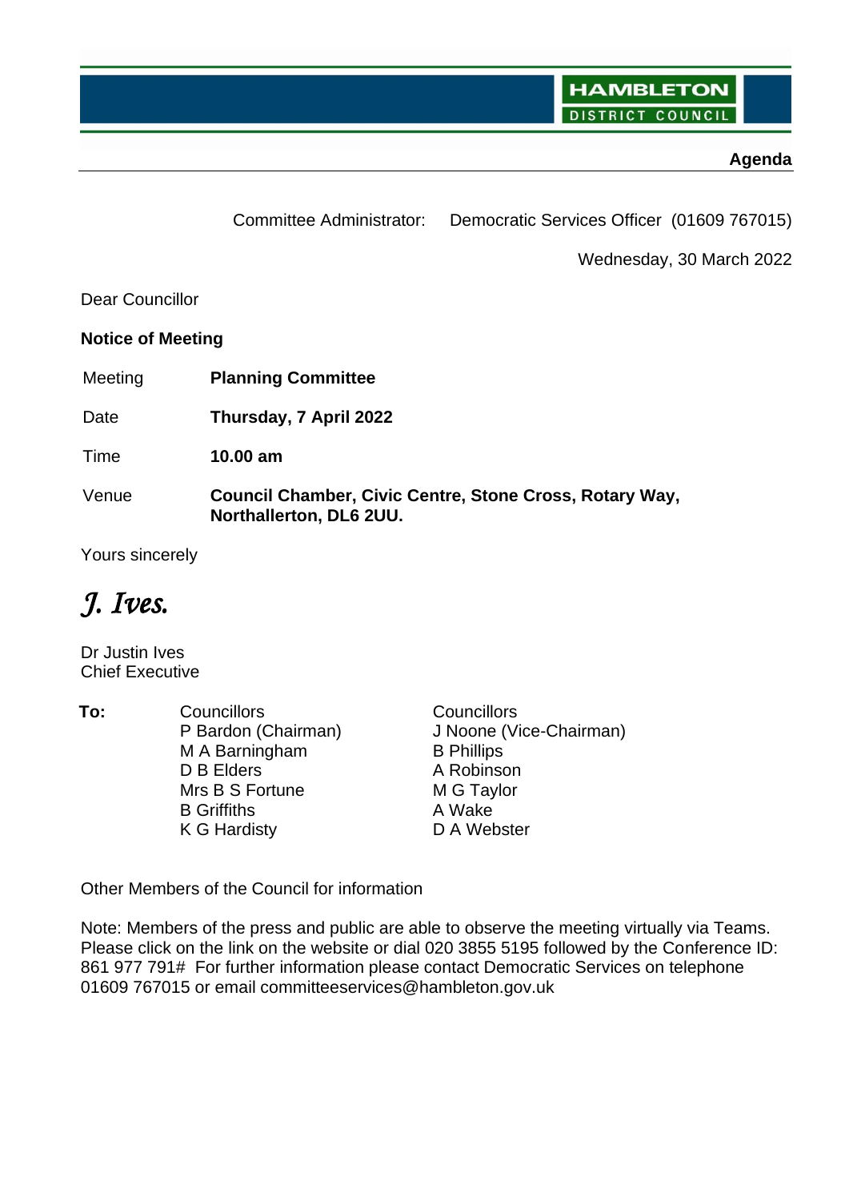HAMBLETON DISTRICT COUNCIL

**Agenda**

Committee Administrator: Democratic Services Officer (01609 767015)

Wednesday, 30 March 2022

Dear Councillor

**Notice of Meeting**

| | |
|---|---|
| Meeting | **Planning Committee** |
| Date | **Thursday, 7 April 2022** |
| Time | **10.00 am** |
| Venue | **Council Chamber, Civic Centre, Stone Cross, Rotary Way, Northallerton, DL6 2UU.** |

Yours sincerely

*J. Ives.*

Dr Justin Ives
Chief Executive

**To:**

| Councillors | Councillors |
|---|---|
| P Bardon (Chairman) | J Noone (Vice-Chairman) |
| M A Barningham | B Phillips |
| D B Elders | A Robinson |
| Mrs B S Fortune | M G Taylor |
| B Griffiths | A Wake |
| K G Hardisty | D A Webster |

Other Members of the Council for information

Note: Members of the press and public are able to observe the meeting virtually via Teams. Please click on the link on the website or dial 020 3855 5195 followed by the Conference ID: 861 977 791# For further information please contact Democratic Services on telephone 01609 767015 or email committeeservices@hambleton.gov.uk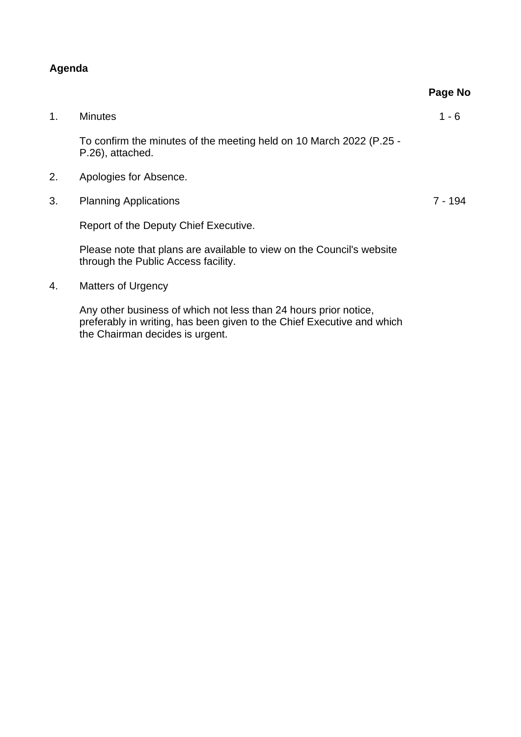**Agenda**

| | | Page No |
|---|---|---|
| 1. | Minutes | 1 - 6 |
| | To confirm the minutes of the meeting held on 10 March 2022 (P.25 - P.26), attached. | |
| 2. | Apologies for Absence. | |
| 3. | Planning Applications | 7 - 194 |
| | Report of the Deputy Chief Executive. | |
| | Please note that plans are available to view on the Council's website through the Public Access facility. | |
| 4. | Matters of Urgency | |
| | Any other business of which not less than 24 hours prior notice, preferably in writing, has been given to the Chief Executive and which the Chairman decides is urgent. | |